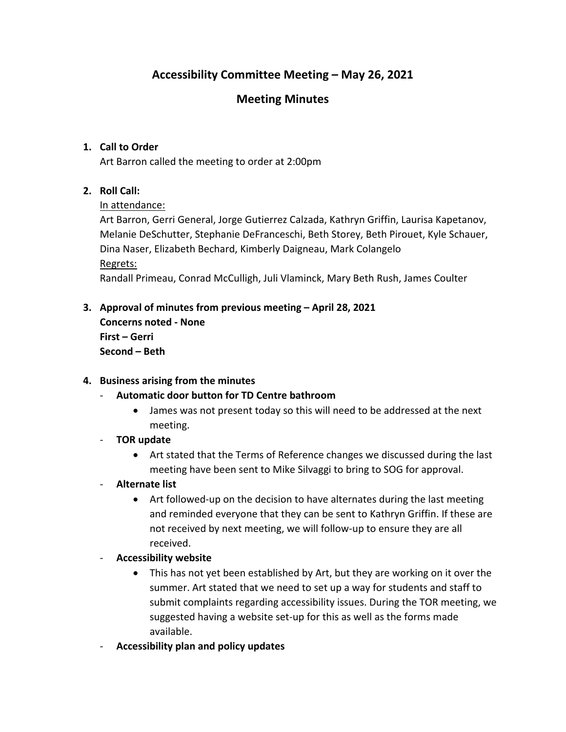# Accessibility Committee Meeting – May 26, 2021

## Meeting Minutes

1. **Call to Order**
   Art Barron called the meeting to order at 2:00pm

2. **Roll Call:**
   In attendance:
   Art Barron, Gerri General, Jorge Gutierrez Calzada, Kathryn Griffin, Laurisa Kapetanov, Melanie DeSchutter, Stephanie DeFranceschi, Beth Storey, Beth Pirouet, Kyle Schauer, Dina Naser, Elizabeth Bechard, Kimberly Daigneau, Mark Colangelo
   Regrets:
   Randall Primeau, Conrad McCulligh, Juli Vlaminck, Mary Beth Rush, James Coulter

3. **Approval of minutes from previous meeting – April 28, 2021**
   **Concerns noted - None**
   **First – Gerri**
   **Second – Beth**

4. **Business arising from the minutes**
   - **Automatic door button for TD Centre bathroom**
     - James was not present today so this will need to be addressed at the next meeting.
   - **TOR update**
     - Art stated that the Terms of Reference changes we discussed during the last meeting have been sent to Mike Silvaggi to bring to SOG for approval.
   - **Alternate list**
     - Art followed-up on the decision to have alternates during the last meeting and reminded everyone that they can be sent to Kathryn Griffin. If these are not received by next meeting, we will follow-up to ensure they are all received.
   - **Accessibility website**
     - This has not yet been established by Art, but they are working on it over the summer. Art stated that we need to set up a way for students and staff to submit complaints regarding accessibility issues. During the TOR meeting, we suggested having a website set-up for this as well as the forms made available.
   - **Accessibility plan and policy updates**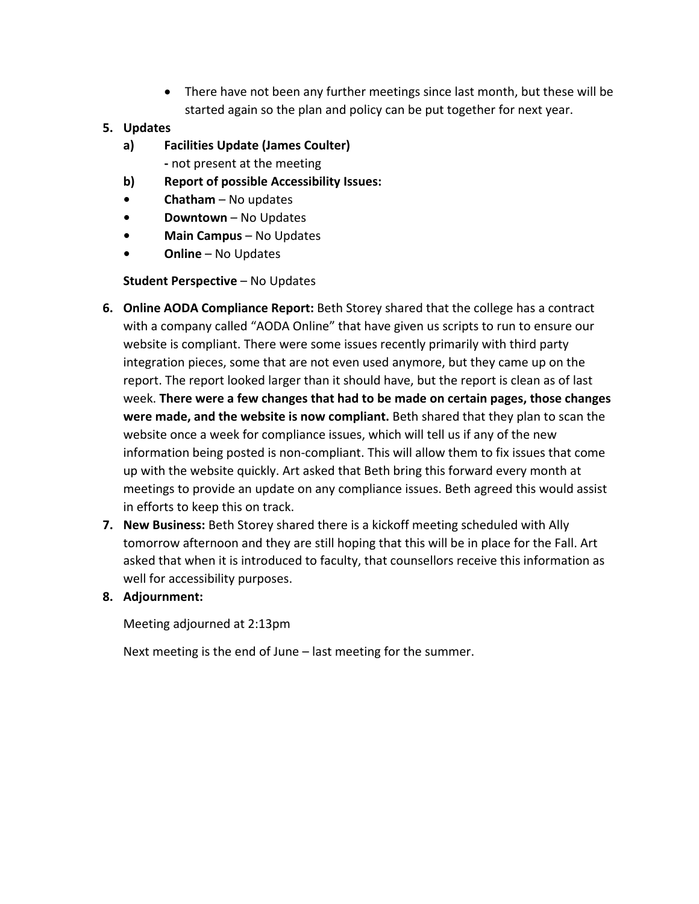- There have not been any further meetings since last month, but these will be started again so the plan and policy can be put together for next year.

5. **Updates**
   - **a) Facilities Update (James Coulter)**
     - not present at the meeting
   - **b) Report of possible Accessibility Issues:**
   - **Chatham** – No updates
   - **Downtown** – No Updates
   - **Main Campus** – No Updates
   - **Online** – No Updates

   **Student Perspective** – No Updates

6. **Online AODA Compliance Report:** Beth Storey shared that the college has a contract with a company called "AODA Online" that have given us scripts to run to ensure our website is compliant. There were some issues recently primarily with third party integration pieces, some that are not even used anymore, but they came up on the report. The report looked larger than it should have, but the report is clean as of last week. **There were a few changes that had to be made on certain pages, those changes were made, and the website is now compliant.** Beth shared that they plan to scan the website once a week for compliance issues, which will tell us if any of the new information being posted is non-compliant. This will allow them to fix issues that come up with the website quickly. Art asked that Beth bring this forward every month at meetings to provide an update on any compliance issues. Beth agreed this would assist in efforts to keep this on track.
7. **New Business:** Beth Storey shared there is a kickoff meeting scheduled with Ally tomorrow afternoon and they are still hoping that this will be in place for the Fall. Art asked that when it is introduced to faculty, that counsellors receive this information as well for accessibility purposes.
8. **Adjournment:**

   Meeting adjourned at 2:13pm

   Next meeting is the end of June – last meeting for the summer.